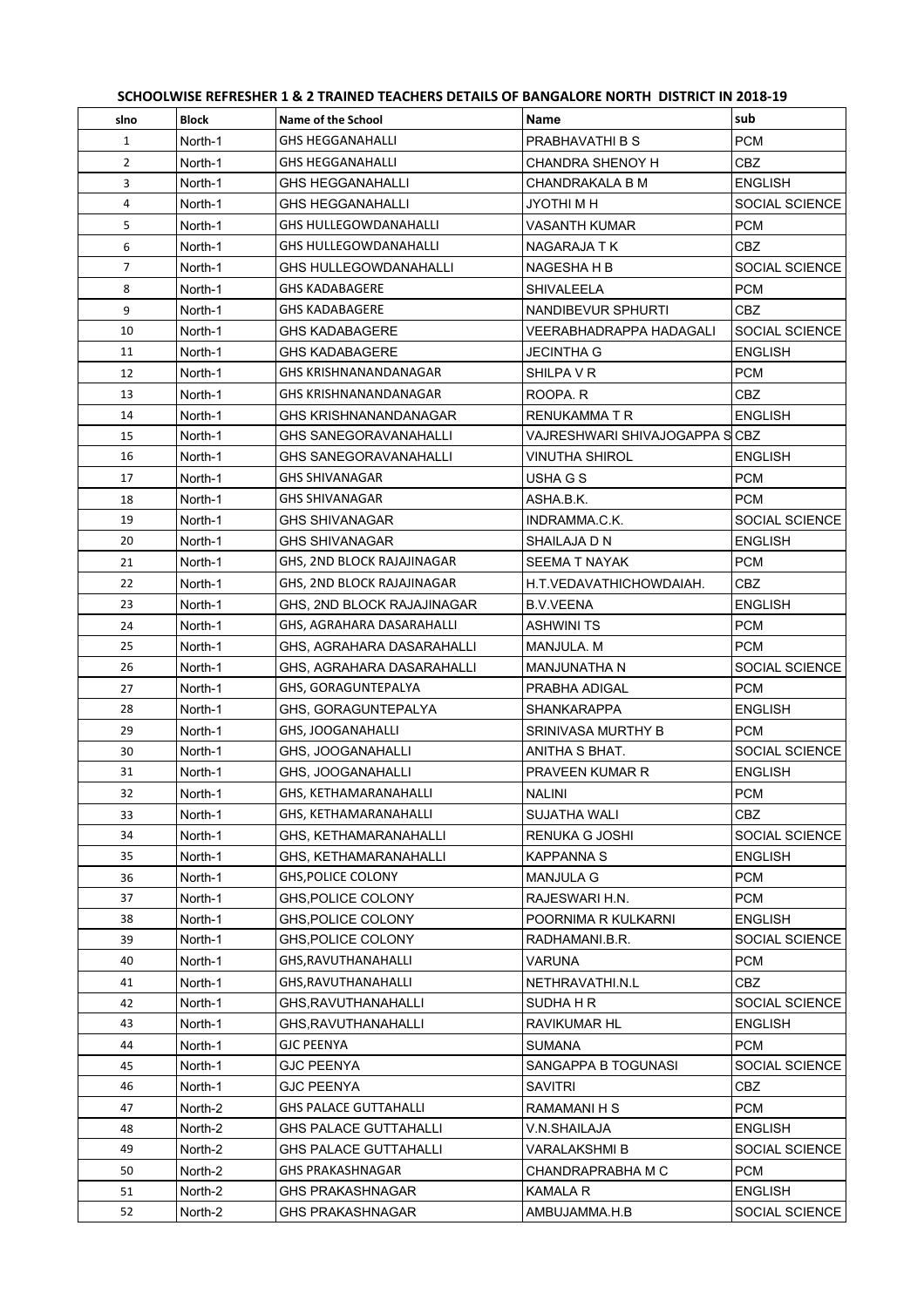**SCHOOLWISE REFRESHER 1 & 2 TRAINED TEACHERS DETAILS OF BANGALORE NORTH DISTRICT IN 2018-19**

| slno | Block | Name of the School | Name | sub |
|---|---|---|---|---|
| 1 | North-1 | GHS HEGGANAHALLI | PRABHAVATHI B S | PCM |
| 2 | North-1 | GHS HEGGANAHALLI | CHANDRA SHENOY H | CBZ |
| 3 | North-1 | GHS HEGGANAHALLI | CHANDRAKALA B M | ENGLISH |
| 4 | North-1 | GHS HEGGANAHALLI | JYOTHI M H | SOCIAL SCIENCE |
| 5 | North-1 | GHS HULLEGOWDANAHALLI | VASANTH KUMAR | PCM |
| 6 | North-1 | GHS HULLEGOWDANAHALLI | NAGARAJA T K | CBZ |
| 7 | North-1 | GHS HULLEGOWDANAHALLI | NAGESHA H B | SOCIAL SCIENCE |
| 8 | North-1 | GHS KADABAGERE | SHIVALEELA | PCM |
| 9 | North-1 | GHS KADABAGERE | NANDIBEVUR SPHURTI | CBZ |
| 10 | North-1 | GHS KADABAGERE | VEERABHADRAPPA HADAGALI | SOCIAL SCIENCE |
| 11 | North-1 | GHS KADABAGERE | JECINTHA G | ENGLISH |
| 12 | North-1 | GHS KRISHNANANDANAGAR | SHILPA V R | PCM |
| 13 | North-1 | GHS KRISHNANANDANAGAR | ROOPA. R | CBZ |
| 14 | North-1 | GHS KRISHNANANDANAGAR | RENUKAMMA T R | ENGLISH |
| 15 | North-1 | GHS SANEGORAVANAHALLI | VAJRESHWARI SHIVAJOGAPPA S | CBZ |
| 16 | North-1 | GHS SANEGORAVANAHALLI | VINUTHA SHIROL | ENGLISH |
| 17 | North-1 | GHS SHIVANAGAR | USHA G S | PCM |
| 18 | North-1 | GHS SHIVANAGAR | ASHA.B.K. | PCM |
| 19 | North-1 | GHS SHIVANAGAR | INDRAMMA.C.K. | SOCIAL SCIENCE |
| 20 | North-1 | GHS SHIVANAGAR | SHAILAJA D N | ENGLISH |
| 21 | North-1 | GHS, 2ND BLOCK RAJAJINAGAR | SEEMA T NAYAK | PCM |
| 22 | North-1 | GHS, 2ND BLOCK RAJAJINAGAR | H.T.VEDAVATHICHOWDAIAH. | CBZ |
| 23 | North-1 | GHS, 2ND BLOCK RAJAJINAGAR | B.V.VEENA | ENGLISH |
| 24 | North-1 | GHS, AGRAHARA DASARAHALLI | ASHWINI TS | PCM |
| 25 | North-1 | GHS, AGRAHARA DASARAHALLI | MANJULA. M | PCM |
| 26 | North-1 | GHS, AGRAHARA DASARAHALLI | MANJUNATHA N | SOCIAL SCIENCE |
| 27 | North-1 | GHS, GORAGUNTEPALYA | PRABHA ADIGAL | PCM |
| 28 | North-1 | GHS, GORAGUNTEPALYA | SHANKARAPPA | ENGLISH |
| 29 | North-1 | GHS, JOOGANAHALLI | SRINIVASA MURTHY B | PCM |
| 30 | North-1 | GHS, JOOGANAHALLI | ANITHA S BHAT. | SOCIAL SCIENCE |
| 31 | North-1 | GHS, JOOGANAHALLI | PRAVEEN KUMAR R | ENGLISH |
| 32 | North-1 | GHS, KETHAMARANAHALLI | NALINI | PCM |
| 33 | North-1 | GHS, KETHAMARANAHALLI | SUJATHA WALI | CBZ |
| 34 | North-1 | GHS, KETHAMARANAHALLI | RENUKA G JOSHI | SOCIAL SCIENCE |
| 35 | North-1 | GHS, KETHAMARANAHALLI | KAPPANNA S | ENGLISH |
| 36 | North-1 | GHS,POLICE COLONY | MANJULA G | PCM |
| 37 | North-1 | GHS,POLICE COLONY | RAJESWARI H.N. | PCM |
| 38 | North-1 | GHS,POLICE COLONY | POORNIMA R KULKARNI | ENGLISH |
| 39 | North-1 | GHS,POLICE COLONY | RADHAMANI.B.R. | SOCIAL SCIENCE |
| 40 | North-1 | GHS,RAVUTHANAHALLI | VARUNA | PCM |
| 41 | North-1 | GHS,RAVUTHANAHALLI | NETHRAVATHI.N.L | CBZ |
| 42 | North-1 | GHS,RAVUTHANAHALLI | SUDHA H R | SOCIAL SCIENCE |
| 43 | North-1 | GHS,RAVUTHANAHALLI | RAVIKUMAR HL | ENGLISH |
| 44 | North-1 | GJC PEENYA | SUMANA | PCM |
| 45 | North-1 | GJC PEENYA | SANGAPPA B TOGUNASI | SOCIAL SCIENCE |
| 46 | North-1 | GJC PEENYA | SAVITRI | CBZ |
| 47 | North-2 | GHS PALACE GUTTAHALLI | RAMAMANI H S | PCM |
| 48 | North-2 | GHS PALACE GUTTAHALLI | V.N.SHAILAJA | ENGLISH |
| 49 | North-2 | GHS PALACE GUTTAHALLI | VARALAKSHMI B | SOCIAL SCIENCE |
| 50 | North-2 | GHS PRAKASHNAGAR | CHANDRAPRABHA M C | PCM |
| 51 | North-2 | GHS PRAKASHNAGAR | KAMALA R | ENGLISH |
| 52 | North-2 | GHS PRAKASHNAGAR | AMBUJAMMA.H.B | SOCIAL SCIENCE |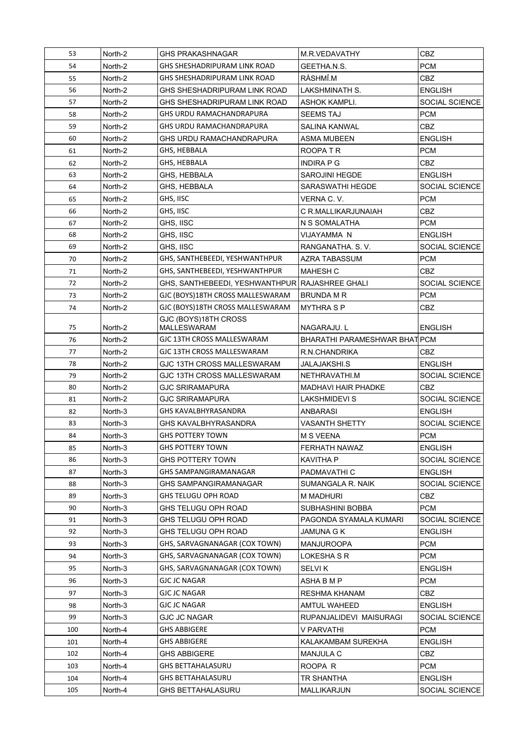| 53 | North-2 | GHS PRAKASHNAGAR | M.R.VEDAVATHY | CBZ |
|---|---|---|---|---|
| 54 | North-2 | GHS SHESHADRIPURAM LINK ROAD | GEETHA.N.S. | PCM |
| 55 | North-2 | GHS SHESHADRIPURAM LINK ROAD | RÁSHMÍ.M | CBZ |
| 56 | North-2 | GHS SHESHADRIPURAM LINK ROAD | LAKSHMINATH S. | ENGLISH |
| 57 | North-2 | GHS SHESHADRIPURAM LINK ROAD | ASHOK KAMPLI. | SOCIAL SCIENCE |
| 58 | North-2 | GHS URDU RAMACHANDRAPURA | SEEMS TAJ | PCM |
| 59 | North-2 | GHS URDU RAMACHANDRAPURA | SALINA KANWAL | CBZ |
| 60 | North-2 | GHS URDU RAMACHANDRAPURA | ASMA MUBEEN | ENGLISH |
| 61 | North-2 | GHS, HEBBALA | ROOPA T R | PCM |
| 62 | North-2 | GHS, HEBBALA | INDIRA P G | CBZ |
| 63 | North-2 | GHS, HEBBALA | SAROJINI HEGDE | ENGLISH |
| 64 | North-2 | GHS, HEBBALA | SARASWATHI HEGDE | SOCIAL SCIENCE |
| 65 | North-2 | GHS, IISC | VERNA C. V. | PCM |
| 66 | North-2 | GHS, IISC | C R.MALLIKARJUNAIAH | CBZ |
| 67 | North-2 | GHS, IISC | N S SOMALATHA | PCM |
| 68 | North-2 | GHS, IISC | VIJAYAMMA N | ENGLISH |
| 69 | North-2 | GHS, IISC | RANGANATHA. S. V. | SOCIAL SCIENCE |
| 70 | North-2 | GHS, SANTHEBEEDI, YESHWANTHPUR | AZRA TABASSUM | PCM |
| 71 | North-2 | GHS, SANTHEBEEDI, YESHWANTHPUR | MAHESH C | CBZ |
| 72 | North-2 | GHS, SANTHEBEEDI, YESHWANTHPUR | RAJASHREE GHALI | SOCIAL SCIENCE |
| 73 | North-2 | GJC (BOYS)18TH CROSS MALLESWARAM | BRUNDA M R | PCM |
| 74 | North-2 | GJC (BOYS)18TH CROSS MALLESWARAM | MYTHRA S P | CBZ |
| 75 | North-2 | GJC (BOYS)18TH CROSS MALLESWARAM | NAGARAJU. L | ENGLISH |
| 76 | North-2 | GJC 13TH CROSS MALLESWARAM | BHARATHI PARAMESHWAR BHAT | PCM |
| 77 | North-2 | GJC 13TH CROSS MALLESWARAM | R.N.CHANDRIKA | CBZ |
| 78 | North-2 | GJC 13TH CROSS MALLESWARAM | JALAJAKSHI.S | ENGLISH |
| 79 | North-2 | GJC 13TH CROSS MALLESWARAM | NETHRAVATHI.M | SOCIAL SCIENCE |
| 80 | North-2 | GJC SRIRAMAPURA | MADHAVI HAIR PHADKE | CBZ |
| 81 | North-2 | GJC SRIRAMAPURA | LAKSHMIDEVI S | SOCIAL SCIENCE |
| 82 | North-3 | GHS KAVALBHYRASANDRA | ANBARASI | ENGLISH |
| 83 | North-3 | GHS KAVALBHYRASANDRA | VASANTH SHETTY | SOCIAL SCIENCE |
| 84 | North-3 | GHS POTTERY TOWN | M S VEENA | PCM |
| 85 | North-3 | GHS POTTERY TOWN | FERHATH NAWAZ | ENGLISH |
| 86 | North-3 | GHS POTTERY TOWN | KAVITHA P | SOCIAL SCIENCE |
| 87 | North-3 | GHS SAMPANGIRAMANAGAR | PADMAVATHI C | ENGLISH |
| 88 | North-3 | GHS SAMPANGIRAMANAGAR | SUMANGALA R. NAIK | SOCIAL SCIENCE |
| 89 | North-3 | GHS TELUGU OPH ROAD | M MADHURI | CBZ |
| 90 | North-3 | GHS TELUGU OPH ROAD | SUBHASHINI BOBBA | PCM |
| 91 | North-3 | GHS TELUGU OPH ROAD | PAGONDA SYAMALA KUMARI | SOCIAL SCIENCE |
| 92 | North-3 | GHS TELUGU OPH ROAD | JAMUNA G K | ENGLISH |
| 93 | North-3 | GHS, SARVAGNANAGAR (COX TOWN) | MANJUROOPA | PCM |
| 94 | North-3 | GHS, SARVAGNANAGAR (COX TOWN) | LOKESHA S R | PCM |
| 95 | North-3 | GHS, SARVAGNANAGAR (COX TOWN) | SELVI K | ENGLISH |
| 96 | North-3 | GJC JC NAGAR | ASHA B M P | PCM |
| 97 | North-3 | GJC JC NAGAR | RESHMA KHANAM | CBZ |
| 98 | North-3 | GJC JC NAGAR | AMTUL WAHEED | ENGLISH |
| 99 | North-3 | GJC JC NAGAR | RUPANJALIDEVI MAISURAGI | SOCIAL SCIENCE |
| 100 | North-4 | GHS ABBIGERE | V PARVATHI | PCM |
| 101 | North-4 | GHS ABBIGERE | KALAKAMBAM SUREKHA | ENGLISH |
| 102 | North-4 | GHS ABBIGERE | MANJULA C | CBZ |
| 103 | North-4 | GHS BETTAHALASURU | ROOPA R | PCM |
| 104 | North-4 | GHS BETTAHALASURU | TR SHANTHA | ENGLISH |
| 105 | North-4 | GHS BETTAHALASURU | MALLIKARJUN | SOCIAL SCIENCE |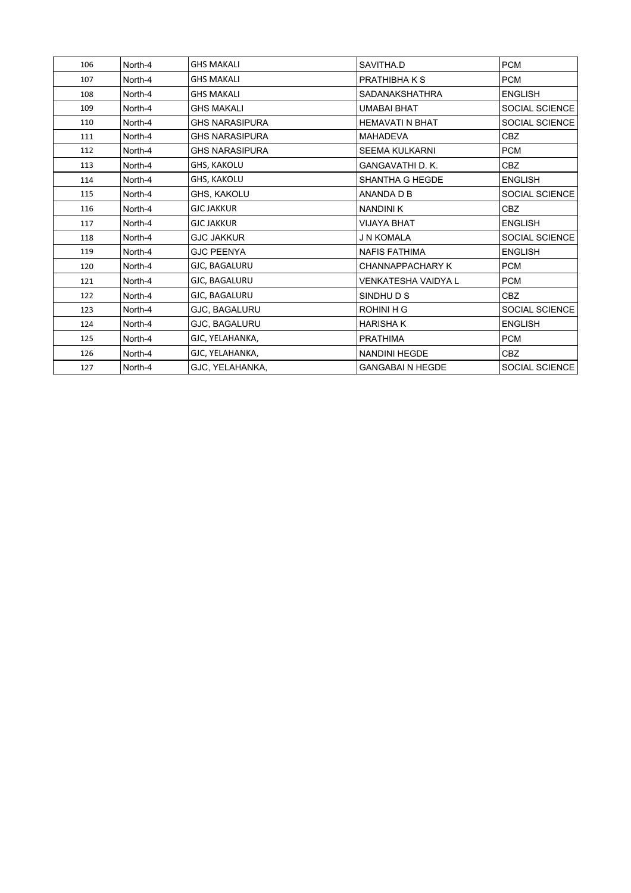| | | | | |
|---|---|---|---|---|
| 106 | North-4 | GHS MAKALI | SAVITHA.D | PCM |
| 107 | North-4 | GHS MAKALI | PRATHIBHA K S | PCM |
| 108 | North-4 | GHS MAKALI | SADANAKSHATHRA | ENGLISH |
| 109 | North-4 | GHS MAKALI | UMABAI BHAT | SOCIAL SCIENCE |
| 110 | North-4 | GHS NARASIPURA | HEMAVATI N BHAT | SOCIAL SCIENCE |
| 111 | North-4 | GHS NARASIPURA | MAHADEVA | CBZ |
| 112 | North-4 | GHS NARASIPURA | SEEMA KULKARNI | PCM |
| 113 | North-4 | GHS, KAKOLU | GANGAVATHI D. K. | CBZ |
| 114 | North-4 | GHS, KAKOLU | SHANTHA G HEGDE | ENGLISH |
| 115 | North-4 | GHS, KAKOLU | ANANDA D B | SOCIAL SCIENCE |
| 116 | North-4 | GJC JAKKUR | NANDINI K | CBZ |
| 117 | North-4 | GJC JAKKUR | VIJAYA BHAT | ENGLISH |
| 118 | North-4 | GJC JAKKUR | J N KOMALA | SOCIAL SCIENCE |
| 119 | North-4 | GJC PEENYA | NAFIS FATHIMA | ENGLISH |
| 120 | North-4 | GJC, BAGALURU | CHANNAPPACHARY K | PCM |
| 121 | North-4 | GJC, BAGALURU | VENKATESHA VAIDYA L | PCM |
| 122 | North-4 | GJC, BAGALURU | SINDHU D S | CBZ |
| 123 | North-4 | GJC, BAGALURU | ROHINI H G | SOCIAL SCIENCE |
| 124 | North-4 | GJC, BAGALURU | HARISHA K | ENGLISH |
| 125 | North-4 | GJC, YELAHANKA, | PRATHIMA | PCM |
| 126 | North-4 | GJC, YELAHANKA, | NANDINI HEGDE | CBZ |
| 127 | North-4 | GJC, YELAHANKA, | GANGABAI N HEGDE | SOCIAL SCIENCE |